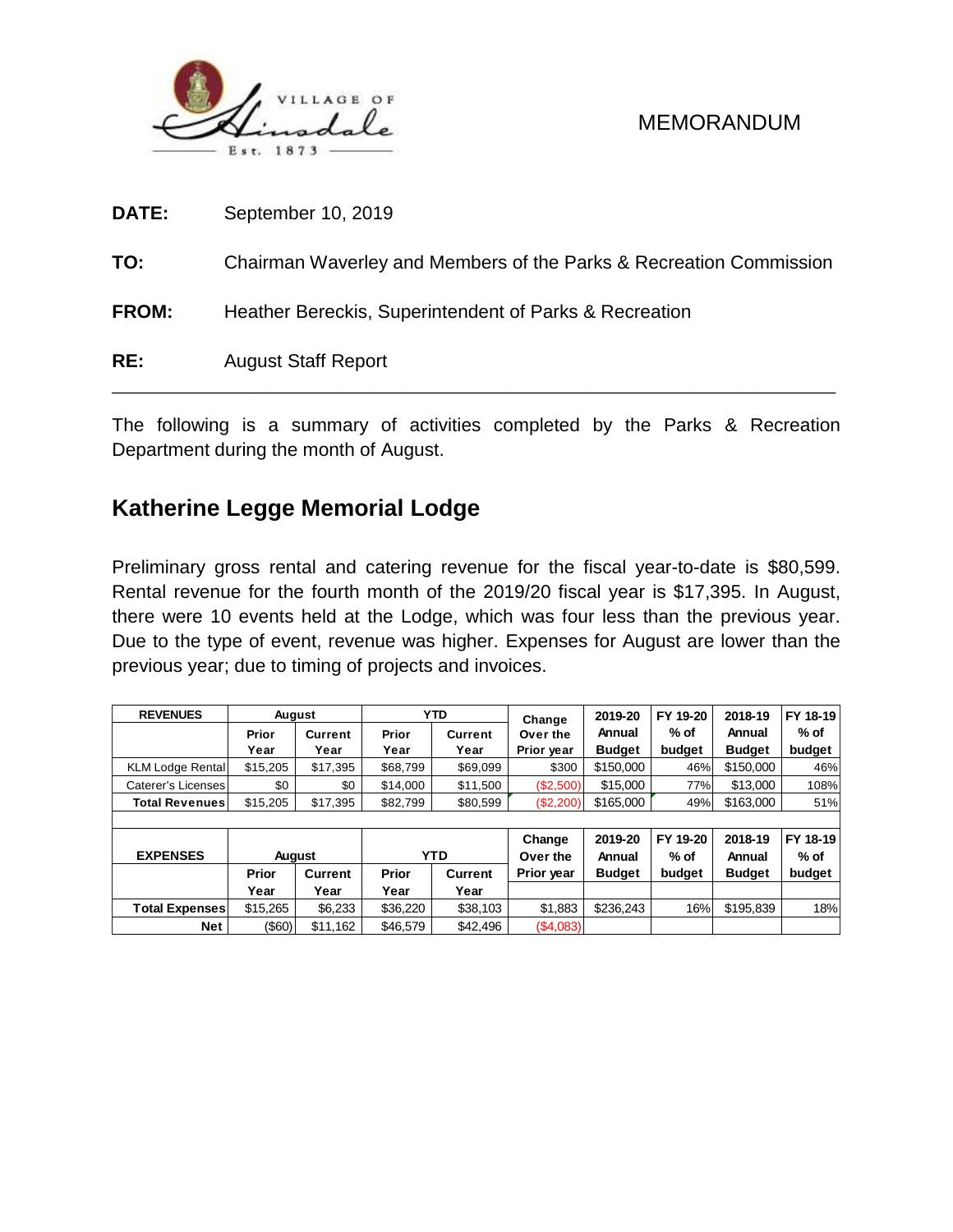VILLAGE OF Hinsdale Est. 1873

MEMORANDUM

**DATE:** September 10, 2019

**TO:** Chairman Waverley and Members of the Parks & Recreation Commission

**FROM:** Heather Bereckis, Superintendent of Parks & Recreation

**RE:** August Staff Report

---

The following is a summary of activities completed by the Parks & Recreation Department during the month of August.

## Katherine Legge Memorial Lodge

Preliminary gross rental and catering revenue for the fiscal year-to-date is $80,599. Rental revenue for the fourth month of the 2019/20 fiscal year is $17,395. In August, there were 10 events held at the Lodge, which was four less than the previous year. Due to the type of event, revenue was higher. Expenses for August are lower than the previous year; due to timing of projects and invoices.

| REVENUES | August | | YTD | | Change Over the Prior year | 2019-20 Annual Budget | FY 19-20 % of budget | 2018-19 Annual Budget | FY 18-19 % of budget |
|---|---|---|---|---|---|---|---|---|---|
| | Prior Year | Current Year | Prior Year | Current Year | | | | | |
| KLM Lodge Rental | $15,205 | $17,395 | $68,799 | $69,099 | $300 | $150,000 | 46% | $150,000 | 46% |
| Caterer's Licenses | $0 | $0 | $14,000 | $11,500 | ($2,500) | $15,000 | 77% | $13,000 | 108% |
| **Total Revenues** | $15,205 | $17,395 | $82,799 | $80,599 | ($2,200) | $165,000 | 49% | $163,000 | 51% |
| | | | | | | | | | |
| **EXPENSES** | **August** | | **YTD** | | **Change Over the Prior year** | **2019-20 Annual Budget** | **FY 19-20 % of budget** | **2018-19 Annual Budget** | **FY 18-19 % of budget** |
| | Prior Year | Current Year | Prior Year | Current Year | | | | | |
| **Total Expenses** | $15,265 | $6,233 | $36,220 | $38,103 | $1,883 | $236,243 | 16% | $195,839 | 18% |
| **Net** | ($60) | $11,162 | $46,579 | $42,496 | ($4,083) | | | | |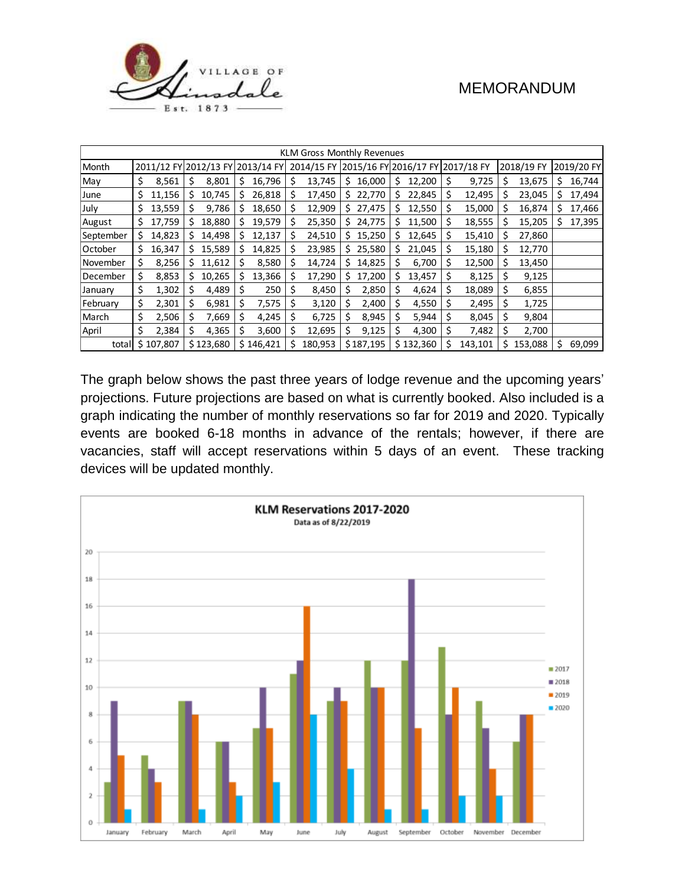VILLAGE OF Hinsdale Est. 1873

MEMORANDUM

| KLM Gross Monthly Revenues | | | | | | | | | |
|---|---|---|---|---|---|---|---|---|---|
| Month | 2011/12 FY | 2012/13 FY | 2013/14 FY | 2014/15 FY | 2015/16 FY | 2016/17 FY | 2017/18 FY | 2018/19 FY | 2019/20 FY |
| May | $ 8,561 | $ 8,801 | $ 16,796 | $ 13,745 | $ 16,000 | $ 12,200 | $ 9,725 | $ 13,675 | $ 16,744 |
| June | $ 11,156 | $ 10,745 | $ 26,818 | $ 17,450 | $ 22,770 | $ 22,845 | $ 12,495 | $ 23,045 | $ 17,494 |
| July | $ 13,559 | $ 9,786 | $ 18,650 | $ 12,909 | $ 27,475 | $ 12,550 | $ 15,000 | $ 16,874 | $ 17,466 |
| August | $ 17,759 | $ 18,880 | $ 19,579 | $ 25,350 | $ 24,775 | $ 11,500 | $ 18,555 | $ 15,205 | $ 17,395 |
| September | $ 14,823 | $ 14,498 | $ 12,137 | $ 24,510 | $ 15,250 | $ 12,645 | $ 15,410 | $ 27,860 | |
| October | $ 16,347 | $ 15,589 | $ 14,825 | $ 23,985 | $ 25,580 | $ 21,045 | $ 15,180 | $ 12,770 | |
| November | $ 8,256 | $ 11,612 | $ 8,580 | $ 14,724 | $ 14,825 | $ 6,700 | $ 12,500 | $ 13,450 | |
| December | $ 8,853 | $ 10,265 | $ 13,366 | $ 17,290 | $ 17,200 | $ 13,457 | $ 8,125 | $ 9,125 | |
| January | $ 1,302 | $ 4,489 | $ 250 | $ 8,450 | $ 2,850 | $ 4,624 | $ 18,089 | $ 6,855 | |
| February | $ 2,301 | $ 6,981 | $ 7,575 | $ 3,120 | $ 2,400 | $ 4,550 | $ 2,495 | $ 1,725 | |
| March | $ 2,506 | $ 7,669 | $ 4,245 | $ 6,725 | $ 8,945 | $ 5,944 | $ 8,045 | $ 9,804 | |
| April | $ 2,384 | $ 4,365 | $ 3,600 | $ 12,695 | $ 9,125 | $ 4,300 | $ 7,482 | $ 2,700 | |
| total | $ 107,807 | $ 123,680 | $ 146,421 | $ 180,953 | $ 187,195 | $ 132,360 | $ 143,101 | $ 153,088 | $ 69,099 |

The graph below shows the past three years of lodge revenue and the upcoming years' projections. Future projections are based on what is currently booked. Also included is a graph indicating the number of monthly reservations so far for 2019 and 2020. Typically events are booked 6-18 months in advance of the rentals; however, if there are vacancies, staff will accept reservations within 5 days of an event. These tracking devices will be updated monthly.

**KLM Reservations 2017-2020**

Data as of 8/22/2019

| Month | 2017 | 2018 | 2019 | 2020 |
|---|---|---|---|---|
| January | 3 | 9 | 5 | 1 |
| February | 5 | 4 | 3 | |
| March | 9 | 9 | 8 | 1 |
| April | 6 | 6 | 3 | 2 |
| May | 7 | 10 | 7 | 3 |
| June | 11 | 12 | 16 | 8 |
| July | 9 | 10 | 9 | 4 |
| August | 12 | 10 | 10 | 1 |
| September | 12 | 18 | 7 | 1 |
| October | 13 | 8 | 10 | 2 |
| November | 9 | 7 | 4 | 2 |
| December | 6 | 8 | 8 | |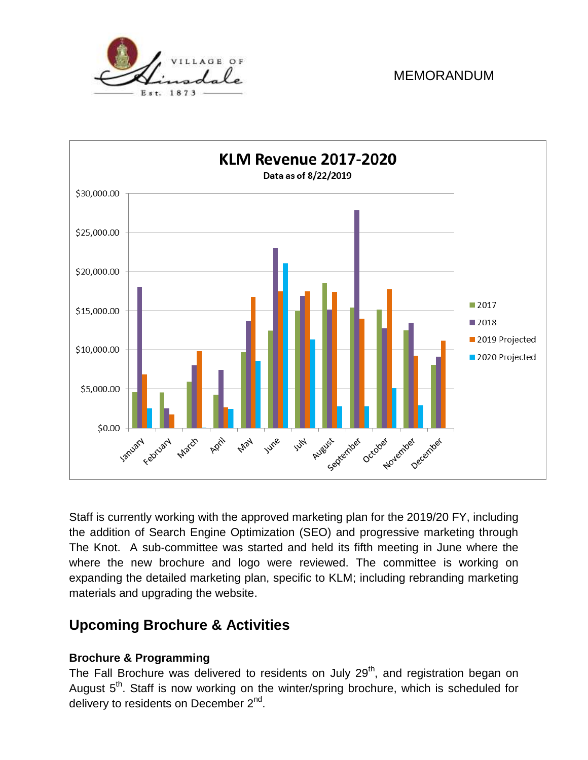MEMORANDUM

**KLM Revenue 2017-2020**

Data as of 8/22/2019

Staff is currently working with the approved marketing plan for the 2019/20 FY, including the addition of Search Engine Optimization (SEO) and progressive marketing through The Knot. A sub-committee was started and held its fifth meeting in June where the where the new brochure and logo were reviewed. The committee is working on expanding the detailed marketing plan, specific to KLM; including rebranding marketing materials and upgrading the website.

## Upcoming Brochure & Activities

### Brochure & Programming

The Fall Brochure was delivered to residents on July 29th, and registration began on August 5th. Staff is now working on the winter/spring brochure, which is scheduled for delivery to residents on December 2nd.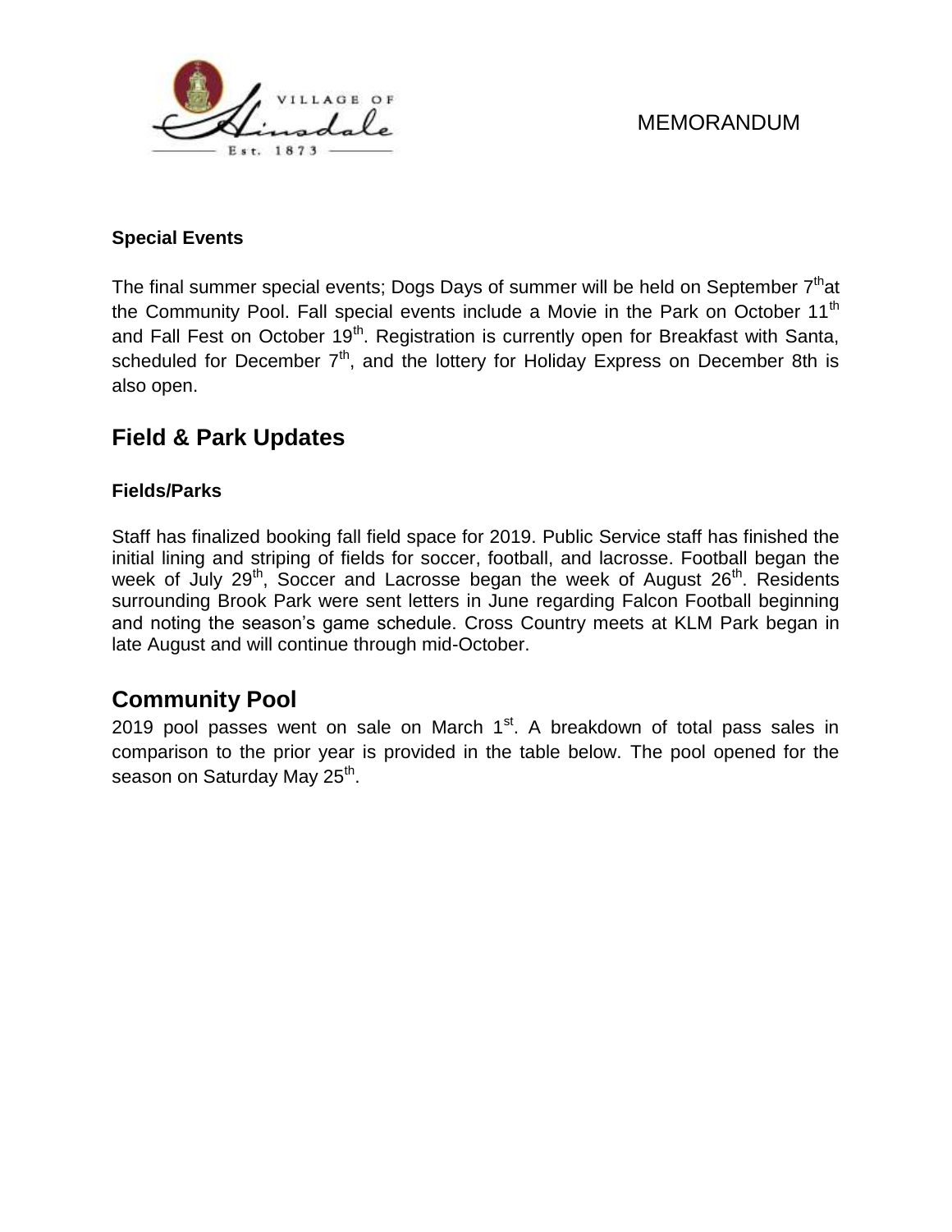MEMORANDUM

### Special Events

The final summer special events; Dogs Days of summer will be held on September 7th at the Community Pool. Fall special events include a Movie in the Park on October 11th and Fall Fest on October 19th. Registration is currently open for Breakfast with Santa, scheduled for December 7th, and the lottery for Holiday Express on December 8th is also open.

## Field & Park Updates

### Fields/Parks

Staff has finalized booking fall field space for 2019. Public Service staff has finished the initial lining and striping of fields for soccer, football, and lacrosse. Football began the week of July 29th, Soccer and Lacrosse began the week of August 26th. Residents surrounding Brook Park were sent letters in June regarding Falcon Football beginning and noting the season's game schedule. Cross Country meets at KLM Park began in late August and will continue through mid-October.

## Community Pool

2019 pool passes went on sale on March 1st. A breakdown of total pass sales in comparison to the prior year is provided in the table below. The pool opened for the season on Saturday May 25th.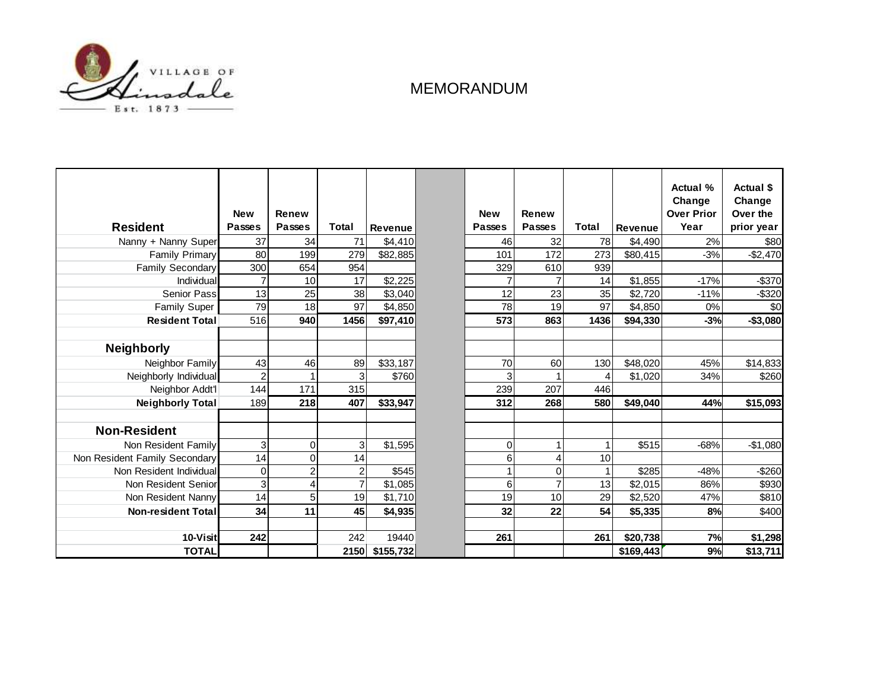VILLAGE OF Hinsdale Est. 1873

MEMORANDUM

| Resident | New Passes | Renew Passes | Total | Revenue | | New Passes | Renew Passes | Total | Revenue | Actual % Change Over Prior Year | Actual $ Change Over the prior year |
|---|---|---|---|---|---|---|---|---|---|---|---|
| Nanny + Nanny Super | 37 | 34 | 71 | $4,410 | | 46 | 32 | 78 | $4,490 | 2% | $80 |
| Family Primary | 80 | 199 | 279 | $82,885 | | 101 | 172 | 273 | $80,415 | -3% | -$2,470 |
| Family Secondary | 300 | 654 | 954 | | | 329 | 610 | 939 | | | |
| Individual | 7 | 10 | 17 | $2,225 | | 7 | 7 | 14 | $1,855 | -17% | -$370 |
| Senior Pass | 13 | 25 | 38 | $3,040 | | 12 | 23 | 35 | $2,720 | -11% | -$320 |
| Family Super | 79 | 18 | 97 | $4,850 | | 78 | 19 | 97 | $4,850 | 0% | $0 |
| **Resident Total** | 516 | **940** | **1456** | **$97,410** | | **573** | **863** | **1436** | **$94,330** | **-3%** | **-$3,080** |
| | | | | | | | | | | | |
| **Neighborly** | | | | | | | | | | | |
| Neighbor Family | 43 | 46 | 89 | $33,187 | | 70 | 60 | 130 | $48,020 | 45% | $14,833 |
| Neighborly Individual | 2 | 1 | 3 | $760 | | 3 | 1 | 4 | $1,020 | 34% | $260 |
| Neighbor Addt'l | 144 | 171 | 315 | | | 239 | 207 | 446 | | | |
| **Neighborly Total** | 189 | **218** | **407** | **$33,947** | | **312** | **268** | **580** | **$49,040** | **44%** | **$15,093** |
| | | | | | | | | | | | |
| **Non-Resident** | | | | | | | | | | | |
| Non Resident Family | 3 | 0 | 3 | $1,595 | | 0 | 1 | 1 | $515 | -68% | -$1,080 |
| Non Resident Family Secondary | 14 | 0 | 14 | | | 6 | 4 | 10 | | | |
| Non Resident Individual | 0 | 2 | 2 | $545 | | 1 | 0 | 1 | $285 | -48% | -$260 |
| Non Resident Senior | 3 | 4 | 7 | $1,085 | | 6 | 7 | 13 | $2,015 | 86% | $930 |
| Non Resident Nanny | 14 | 5 | 19 | $1,710 | | 19 | 10 | 29 | $2,520 | 47% | $810 |
| **Non-resident Total** | **34** | **11** | **45** | **$4,935** | | **32** | **22** | **54** | **$5,335** | **8%** | $400 |
| | | | | | | | | | | | |
| **10-Visit** | **242** | | 242 | 19440 | | **261** | | **261** | **$20,738** | **7%** | **$1,298** |
| **TOTAL** | | | **2150** | **$155,732** | | | | | **$169,443** | **9%** | **$13,711** |